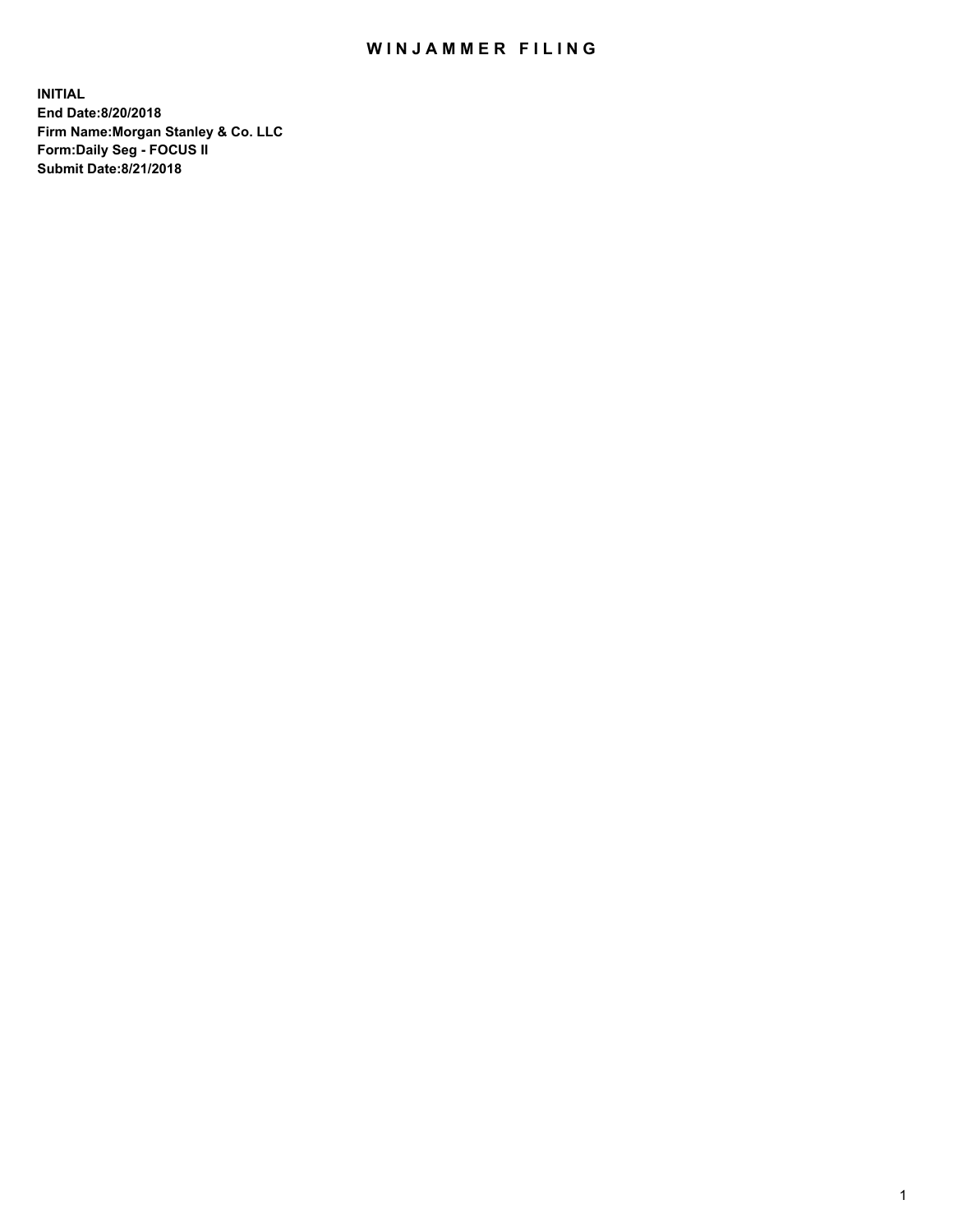# WINJAMMER FILING

**INITIAL**
**End Date:8/20/2018**
**Firm Name:Morgan Stanley & Co. LLC**
**Form:Daily Seg - FOCUS II**
**Submit Date:8/21/2018**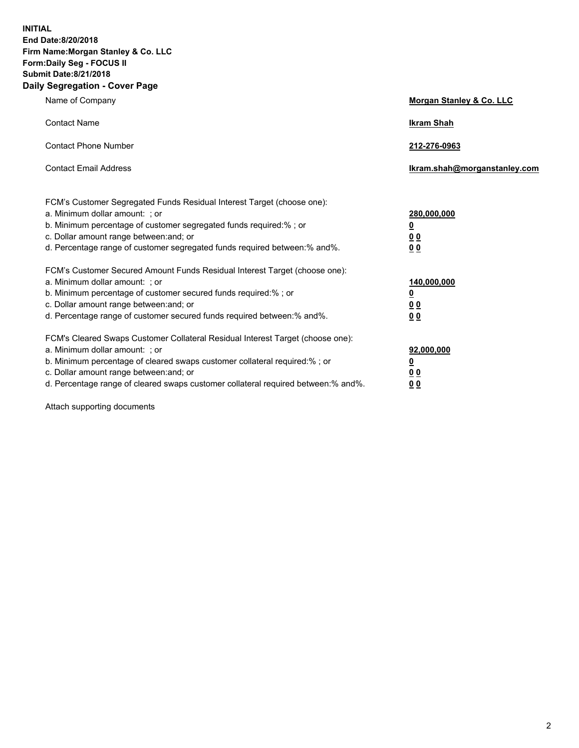**INITIAL**
**End Date:8/20/2018**
**Firm Name:Morgan Stanley & Co. LLC**
**Form:Daily Seg - FOCUS II**
**Submit Date:8/21/2018**
**Daily Segregation - Cover Page**

| | |
|---|---|
| Name of Company | **Morgan Stanley & Co. LLC** |
| Contact Name | **Ikram Shah** |
| Contact Phone Number | **212-276-0963** |
| Contact Email Address | **Ikram.shah@morganstanley.com** |

| | |
|---|---|
| FCM's Customer Segregated Funds Residual Interest Target (choose one): | |
| a. Minimum dollar amount: ; or | **280,000,000** |
| b. Minimum percentage of customer segregated funds required:% ; or | **0** |
| c. Dollar amount range between:and; or | **0 0** |
| d. Percentage range of customer segregated funds required between:% and%. | **0 0** |
| FCM's Customer Secured Amount Funds Residual Interest Target (choose one): | |
| a. Minimum dollar amount: ; or | **140,000,000** |
| b. Minimum percentage of customer secured funds required:% ; or | **0** |
| c. Dollar amount range between:and; or | **0 0** |
| d. Percentage range of customer secured funds required between:% and%. | **0 0** |
| FCM's Cleared Swaps Customer Collateral Residual Interest Target (choose one): | |
| a. Minimum dollar amount: ; or | **92,000,000** |
| b. Minimum percentage of cleared swaps customer collateral required:% ; or | **0** |
| c. Dollar amount range between:and; or | **0 0** |
| d. Percentage range of cleared swaps customer collateral required between:% and%. | **0 0** |

Attach supporting documents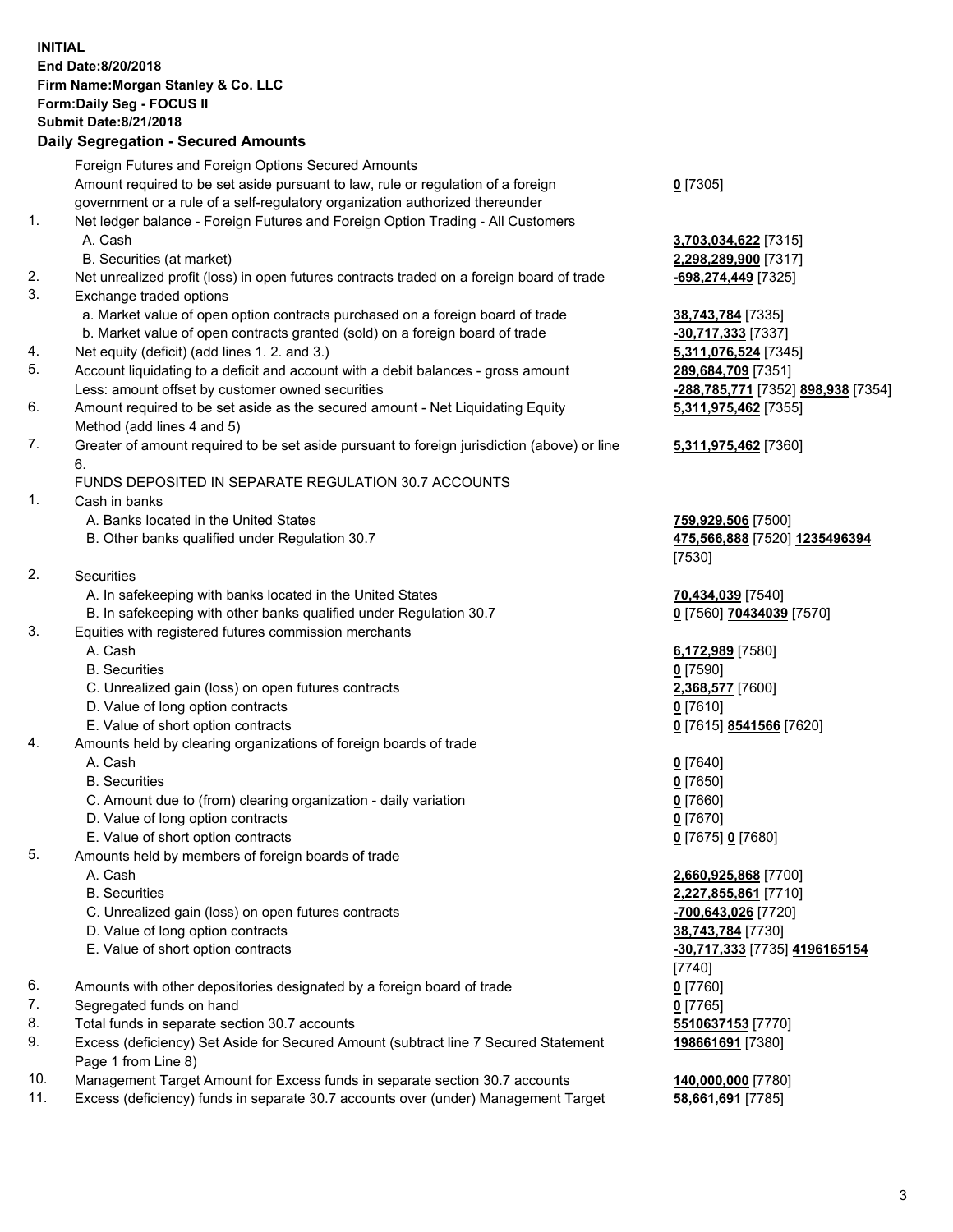**INITIAL**
**End Date:8/20/2018**
**Firm Name:Morgan Stanley & Co. LLC**
**Form:Daily Seg - FOCUS II**
**Submit Date:8/21/2018**

## Daily Segregation - Secured Amounts

| | | |
|---|---|---|
| | Foreign Futures and Foreign Options Secured Amounts | |
| | Amount required to be set aside pursuant to law, rule or regulation of a foreign government or a rule of a self-regulatory organization authorized thereunder | **0** [7305] |
| 1. | Net ledger balance - Foreign Futures and Foreign Option Trading - All Customers | |
| | A. Cash | **3,703,034,622** [7315] |
| | B. Securities (at market) | **2,298,289,900** [7317] |
| 2. | Net unrealized profit (loss) in open futures contracts traded on a foreign board of trade | **-698,274,449** [7325] |
| 3. | Exchange traded options | |
| | a. Market value of open option contracts purchased on a foreign board of trade | **38,743,784** [7335] |
| | b. Market value of open contracts granted (sold) on a foreign board of trade | **-30,717,333** [7337] |
| 4. | Net equity (deficit) (add lines 1. 2. and 3.) | **5,311,076,524** [7345] |
| 5. | Account liquidating to a deficit and account with a debit balances - gross amount | **289,684,709** [7351] |
| | Less: amount offset by customer owned securities | **-288,785,771** [7352] **898,938** [7354] |
| 6. | Amount required to be set aside as the secured amount - Net Liquidating Equity Method (add lines 4 and 5) | **5,311,975,462** [7355] |
| 7. | Greater of amount required to be set aside pursuant to foreign jurisdiction (above) or line 6. | **5,311,975,462** [7360] |
| | FUNDS DEPOSITED IN SEPARATE REGULATION 30.7 ACCOUNTS | |
| 1. | Cash in banks | |
| | A. Banks located in the United States | **759,929,506** [7500] |
| | B. Other banks qualified under Regulation 30.7 | **475,566,888** [7520] **1235496394** [7530] |
| 2. | Securities | |
| | A. In safekeeping with banks located in the United States | **70,434,039** [7540] |
| | B. In safekeeping with other banks qualified under Regulation 30.7 | **0** [7560] **70434039** [7570] |
| 3. | Equities with registered futures commission merchants | |
| | A. Cash | **6,172,989** [7580] |
| | B. Securities | **0** [7590] |
| | C. Unrealized gain (loss) on open futures contracts | **2,368,577** [7600] |
| | D. Value of long option contracts | **0** [7610] |
| | E. Value of short option contracts | **0** [7615] **8541566** [7620] |
| 4. | Amounts held by clearing organizations of foreign boards of trade | |
| | A. Cash | **0** [7640] |
| | B. Securities | **0** [7650] |
| | C. Amount due to (from) clearing organization - daily variation | **0** [7660] |
| | D. Value of long option contracts | **0** [7670] |
| | E. Value of short option contracts | **0** [7675] **0** [7680] |
| 5. | Amounts held by members of foreign boards of trade | |
| | A. Cash | **2,660,925,868** [7700] |
| | B. Securities | **2,227,855,861** [7710] |
| | C. Unrealized gain (loss) on open futures contracts | **-700,643,026** [7720] |
| | D. Value of long option contracts | **38,743,784** [7730] |
| | E. Value of short option contracts | **-30,717,333** [7735] **4196165154** [7740] |
| 6. | Amounts with other depositories designated by a foreign board of trade | **0** [7760] |
| 7. | Segregated funds on hand | **0** [7765] |
| 8. | Total funds in separate section 30.7 accounts | **5510637153** [7770] |
| 9. | Excess (deficiency) Set Aside for Secured Amount (subtract line 7 Secured Statement Page 1 from Line 8) | **198661691** [7380] |
| 10. | Management Target Amount for Excess funds in separate section 30.7 accounts | **140,000,000** [7780] |
| 11. | Excess (deficiency) funds in separate 30.7 accounts over (under) Management Target | **58,661,691** [7785] |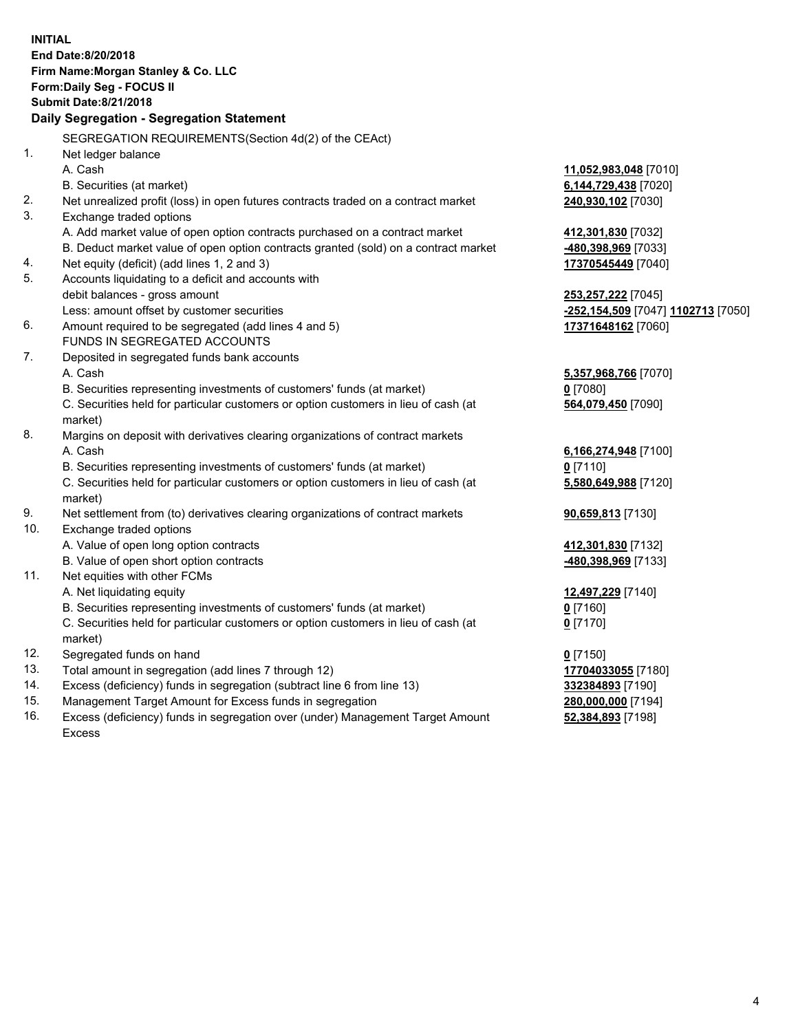**INITIAL**
**End Date:8/20/2018**
**Firm Name:Morgan Stanley & Co. LLC**
**Form:Daily Seg - FOCUS II**
**Submit Date:8/21/2018**

## Daily Segregation - Segregation Statement

SEGREGATION REQUIREMENTS(Section 4d(2) of the CEAct)

| | | |
|---|---|---|
| 1. | Net ledger balance | |
| | A. Cash | **11,052,983,048** [7010] |
| | B. Securities (at market) | **6,144,729,438** [7020] |
| 2. | Net unrealized profit (loss) in open futures contracts traded on a contract market | **240,930,102** [7030] |
| 3. | Exchange traded options | |
| | A. Add market value of open option contracts purchased on a contract market | **412,301,830** [7032] |
| | B. Deduct market value of open option contracts granted (sold) on a contract market | **-480,398,969** [7033] |
| 4. | Net equity (deficit) (add lines 1, 2 and 3) | **17370545449** [7040] |
| 5. | Accounts liquidating to a deficit and accounts with | |
| | debit balances - gross amount | **253,257,222** [7045] |
| | Less: amount offset by customer securities | **-252,154,509** [7047] **1102713** [7050] |
| 6. | Amount required to be segregated (add lines 4 and 5) | **17371648162** [7060] |
| | FUNDS IN SEGREGATED ACCOUNTS | |
| 7. | Deposited in segregated funds bank accounts | |
| | A. Cash | **5,357,968,766** [7070] |
| | B. Securities representing investments of customers' funds (at market) | **0** [7080] |
| | C. Securities held for particular customers or option customers in lieu of cash (at market) | **564,079,450** [7090] |
| 8. | Margins on deposit with derivatives clearing organizations of contract markets | |
| | A. Cash | **6,166,274,948** [7100] |
| | B. Securities representing investments of customers' funds (at market) | **0** [7110] |
| | C. Securities held for particular customers or option customers in lieu of cash (at market) | **5,580,649,988** [7120] |
| 9. | Net settlement from (to) derivatives clearing organizations of contract markets | **90,659,813** [7130] |
| 10. | Exchange traded options | |
| | A. Value of open long option contracts | **412,301,830** [7132] |
| | B. Value of open short option contracts | **-480,398,969** [7133] |
| 11. | Net equities with other FCMs | |
| | A. Net liquidating equity | **12,497,229** [7140] |
| | B. Securities representing investments of customers' funds (at market) | **0** [7160] |
| | C. Securities held for particular customers or option customers in lieu of cash (at market) | **0** [7170] |
| 12. | Segregated funds on hand | **0** [7150] |
| 13. | Total amount in segregation (add lines 7 through 12) | **17704033055** [7180] |
| 14. | Excess (deficiency) funds in segregation (subtract line 6 from line 13) | **332384893** [7190] |
| 15. | Management Target Amount for Excess funds in segregation | **280,000,000** [7194] |
| 16. | Excess (deficiency) funds in segregation over (under) Management Target Amount Excess | **52,384,893** [7198] |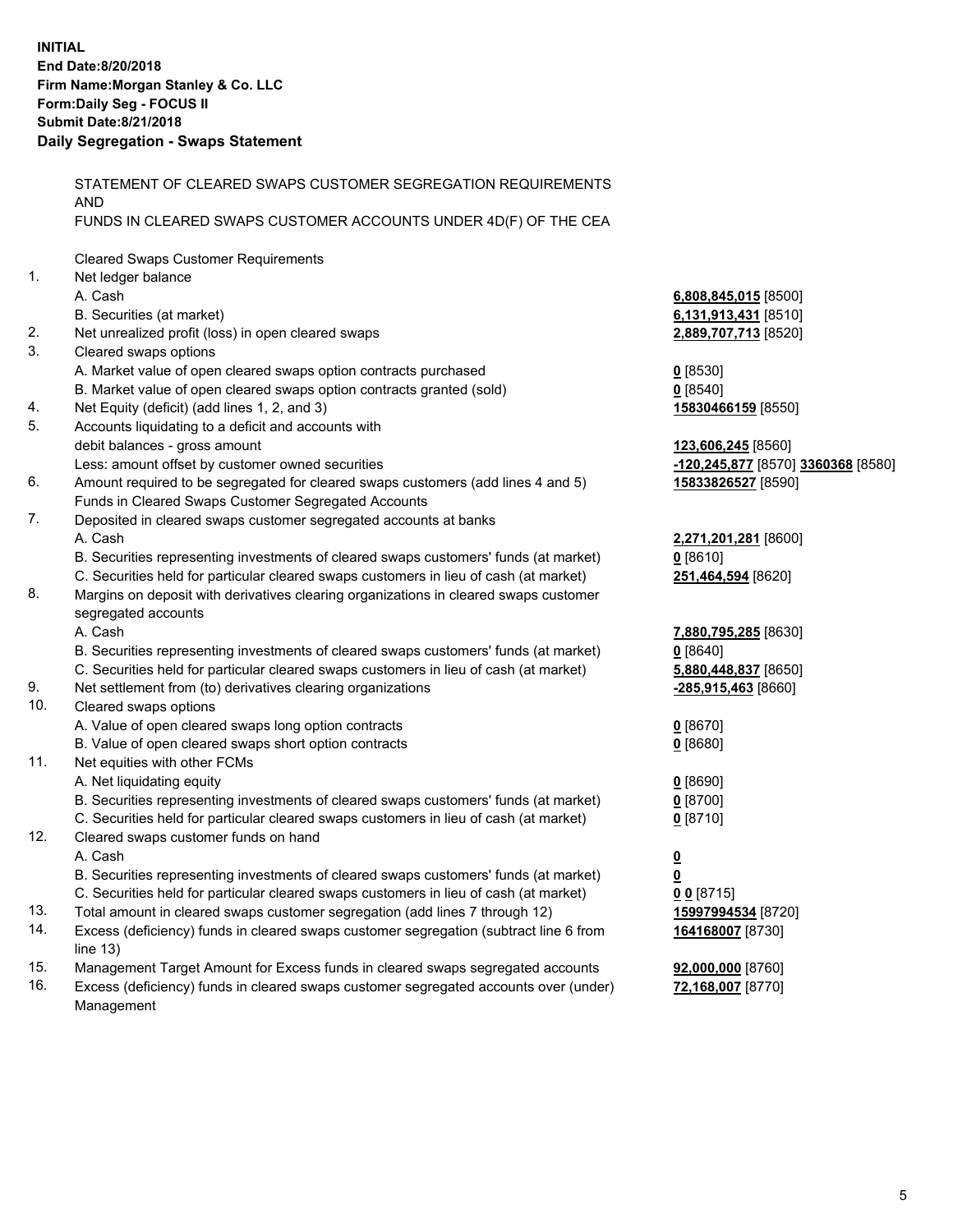**INITIAL**
**End Date:8/20/2018**
**Firm Name:Morgan Stanley & Co. LLC**
**Form:Daily Seg - FOCUS II**
**Submit Date:8/21/2018**
**Daily Segregation - Swaps Statement**

STATEMENT OF CLEARED SWAPS CUSTOMER SEGREGATION REQUIREMENTS AND FUNDS IN CLEARED SWAPS CUSTOMER ACCOUNTS UNDER 4D(F) OF THE CEA

| | | |
|---|---|---|
| | Cleared Swaps Customer Requirements | |
| 1. | Net ledger balance | |
| | A. Cash | **6,808,845,015** [8500] |
| | B. Securities (at market) | **6,131,913,431** [8510] |
| 2. | Net unrealized profit (loss) in open cleared swaps | **2,889,707,713** [8520] |
| 3. | Cleared swaps options | |
| | A. Market value of open cleared swaps option contracts purchased | **0** [8530] |
| | B. Market value of open cleared swaps option contracts granted (sold) | **0** [8540] |
| 4. | Net Equity (deficit) (add lines 1, 2, and 3) | **15830466159** [8550] |
| 5. | Accounts liquidating to a deficit and accounts with debit balances - gross amount | **123,606,245** [8560] |
| | Less: amount offset by customer owned securities | **-120,245,877** [8570] **3360368** [8580] |
| 6. | Amount required to be segregated for cleared swaps customers (add lines 4 and 5) | **15833826527** [8590] |
| | Funds in Cleared Swaps Customer Segregated Accounts | |
| 7. | Deposited in cleared swaps customer segregated accounts at banks | |
| | A. Cash | **2,271,201,281** [8600] |
| | B. Securities representing investments of cleared swaps customers' funds (at market) | **0** [8610] |
| | C. Securities held for particular cleared swaps customers in lieu of cash (at market) | **251,464,594** [8620] |
| 8. | Margins on deposit with derivatives clearing organizations in cleared swaps customer segregated accounts | |
| | A. Cash | **7,880,795,285** [8630] |
| | B. Securities representing investments of cleared swaps customers' funds (at market) | **0** [8640] |
| | C. Securities held for particular cleared swaps customers in lieu of cash (at market) | **5,880,448,837** [8650] |
| 9. | Net settlement from (to) derivatives clearing organizations | **-285,915,463** [8660] |
| 10. | Cleared swaps options | |
| | A. Value of open cleared swaps long option contracts | **0** [8670] |
| | B. Value of open cleared swaps short option contracts | **0** [8680] |
| 11. | Net equities with other FCMs | |
| | A. Net liquidating equity | **0** [8690] |
| | B. Securities representing investments of cleared swaps customers' funds (at market) | **0** [8700] |
| | C. Securities held for particular cleared swaps customers in lieu of cash (at market) | **0** [8710] |
| 12. | Cleared swaps customer funds on hand | |
| | A. Cash | **0** |
| | B. Securities representing investments of cleared swaps customers' funds (at market) | **0** |
| | C. Securities held for particular cleared swaps customers in lieu of cash (at market) | **0** **0** [8715] |
| 13. | Total amount in cleared swaps customer segregation (add lines 7 through 12) | **15997994534** [8720] |
| 14. | Excess (deficiency) funds in cleared swaps customer segregation (subtract line 6 from line 13) | **164168007** [8730] |
| 15. | Management Target Amount for Excess funds in cleared swaps segregated accounts | **92,000,000** [8760] |
| 16. | Excess (deficiency) funds in cleared swaps customer segregated accounts over (under) Management | **72,168,007** [8770] |